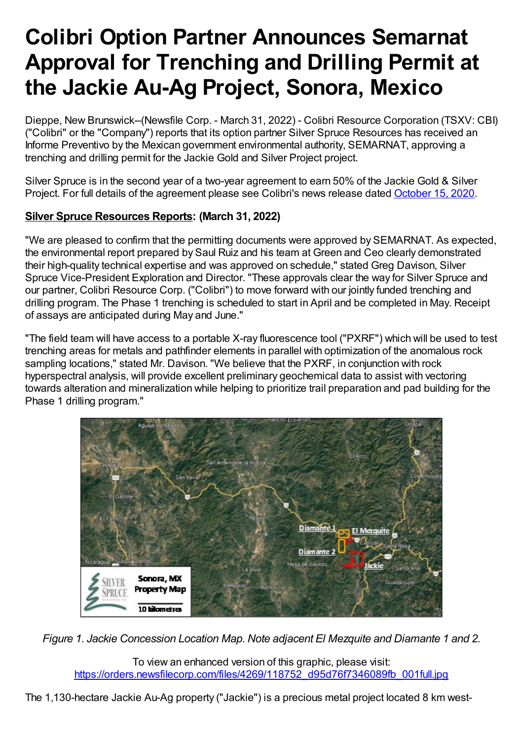# Colibri Option Partner Announces Semarnat Approval for Trenching and Drilling Permit at the Jackie Au-Ag Project, Sonora, Mexico

Dieppe, New Brunswick--(Newsfile Corp. - March 31, 2022) - Colibri Resource Corporation (TSXV: CBI) ("Colibri" or the "Company") reports that its option partner Silver Spruce Resources has received an Informe Preventivo by the Mexican government environmental authority, SEMARNAT, approving a trenching and drilling permit for the Jackie Gold and Silver Project project.

Silver Spruce is in the second year of a two-year agreement to earn 50% of the Jackie Gold & Silver Project. For full details of the agreement please see Colibri's news release dated [October 15, 2020](October 15, 2020).

**Silver Spruce Resources Reports: (March 31, 2022)**

"We are pleased to confirm that the permitting documents were approved by SEMARNAT. As expected, the environmental report prepared by Saul Ruiz and his team at Green and Ceo clearly demonstrated their high-quality technical expertise and was approved on schedule," stated Greg Davison, Silver Spruce Vice-President Exploration and Director. "These approvals clear the way for Silver Spruce and our partner, Colibri Resource Corp. ("Colibri") to move forward with our jointly funded trenching and drilling program. The Phase 1 trenching is scheduled to start in April and be completed in May. Receipt of assays are anticipated during May and June."

"The field team will have access to a portable X-ray fluorescence tool ("PXRF") which will be used to test trenching areas for metals and pathfinder elements in parallel with optimization of the anomalous rock sampling locations," stated Mr. Davison. "We believe that the PXRF, in conjunction with rock hyperspectral analysis, will provide excellent preliminary geochemical data to assist with vectoring towards alteration and mineralization while helping to prioritize trail preparation and pad building for the Phase 1 drilling program."

*Figure 1. Jackie Concession Location Map. Note adjacent El Mezquite and Diamante 1 and 2.*

To view an enhanced version of this graphic, please visit:
https://orders.newsfilecorp.com/files/4269/118752_d95d76f7346089fb_001full.jpg

The 1,130-hectare Jackie Au-Ag property ("Jackie") is a precious metal project located 8 km west-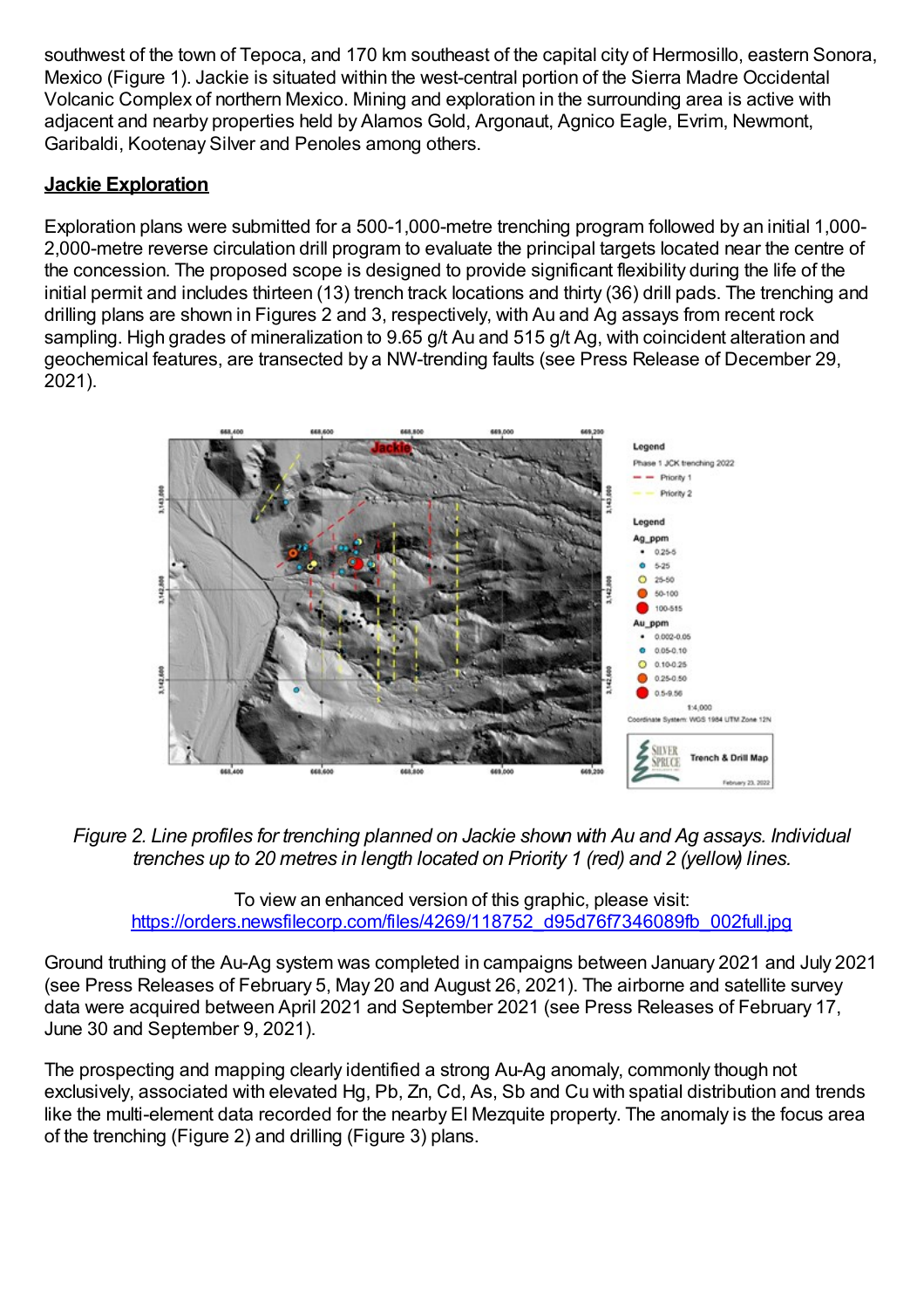southwest of the town of Tepoca, and 170 km southeast of the capital city of Hermosillo, eastern Sonora, Mexico (Figure 1). Jackie is situated within the west-central portion of the Sierra Madre Occidental Volcanic Complex of northern Mexico. Mining and exploration in the surrounding area is active with adjacent and nearby properties held by Alamos Gold, Argonaut, Agnico Eagle, Evrim, Newmont, Garibaldi, Kootenay Silver and Penoles among others.

## Jackie Exploration

Exploration plans were submitted for a 500-1,000-metre trenching program followed by an initial 1,000-2,000-metre reverse circulation drill program to evaluate the principal targets located near the centre of the concession. The proposed scope is designed to provide significant flexibility during the life of the initial permit and includes thirteen (13) trench track locations and thirty (36) drill pads. The trenching and drilling plans are shown in Figures 2 and 3, respectively, with Au and Ag assays from recent rock sampling. High grades of mineralization to 9.65 g/t Au and 515 g/t Ag, with coincident alteration and geochemical features, are transected by a NW-trending faults (see Press Release of December 29, 2021).

*Figure 2. Line profiles for trenching planned on Jackie shown with Au and Ag assays. Individual trenches up to 20 metres in length located on Priority 1 (red) and 2 (yellow) lines.*

To view an enhanced version of this graphic, please visit:
https://orders.newsfilecorp.com/files/4269/118752_d95d76f7346089fb_002full.jpg

Ground truthing of the Au-Ag system was completed in campaigns between January 2021 and July 2021 (see Press Releases of February 5, May 20 and August 26, 2021). The airborne and satellite survey data were acquired between April 2021 and September 2021 (see Press Releases of February 17, June 30 and September 9, 2021).

The prospecting and mapping clearly identified a strong Au-Ag anomaly, commonly though not exclusively, associated with elevated Hg, Pb, Zn, Cd, As, Sb and Cu with spatial distribution and trends like the multi-element data recorded for the nearby El Mezquite property. The anomaly is the focus area of the trenching (Figure 2) and drilling (Figure 3) plans.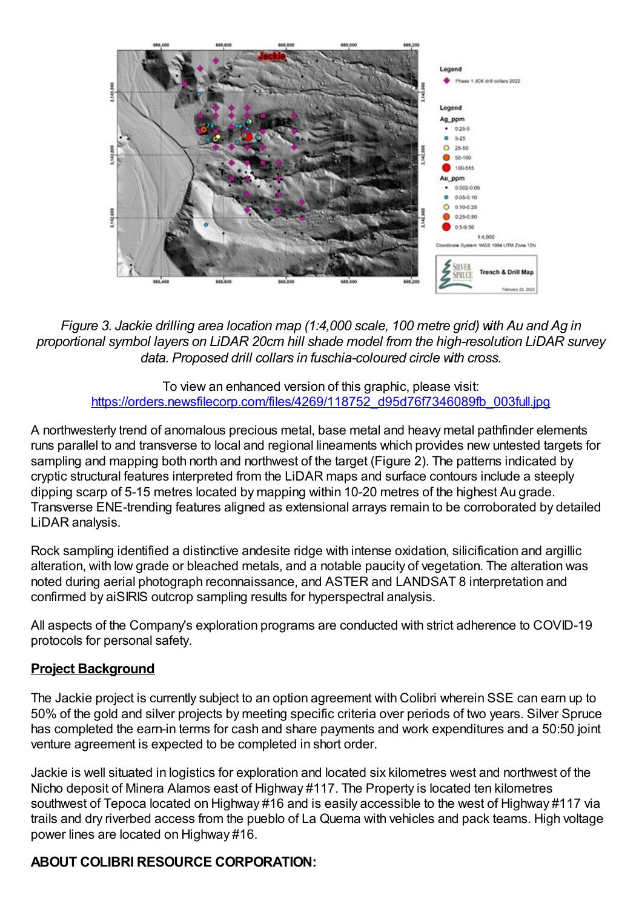*Figure 3. Jackie drilling area location map (1:4,000 scale, 100 metre grid) with Au and Ag in proportional symbol layers on LiDAR 20cm hill shade model from the high-resolution LiDAR survey data. Proposed drill collars in fuschia-coloured circle with cross.*

To view an enhanced version of this graphic, please visit:
https://orders.newsfilecorp.com/files/4269/118752_d95d76f7346089fb_003full.jpg

A northwesterly trend of anomalous precious metal, base metal and heavy metal pathfinder elements runs parallel to and transverse to local and regional lineaments which provides new untested targets for sampling and mapping both north and northwest of the target (Figure 2). The patterns indicated by cryptic structural features interpreted from the LiDAR maps and surface contours include a steeply dipping scarp of 5-15 metres located by mapping within 10-20 metres of the highest Au grade. Transverse ENE-trending features aligned as extensional arrays remain to be corroborated by detailed LiDAR analysis.

Rock sampling identified a distinctive andesite ridge with intense oxidation, silicification and argillic alteration, with low grade or bleached metals, and a notable paucity of vegetation. The alteration was noted during aerial photograph reconnaissance, and ASTER and LANDSAT 8 interpretation and confirmed by aiSIRIS outcrop sampling results for hyperspectral analysis.

All aspects of the Company's exploration programs are conducted with strict adherence to COVID-19 protocols for personal safety.

## Project Background

The Jackie project is currently subject to an option agreement with Colibri wherein SSE can earn up to 50% of the gold and silver projects by meeting specific criteria over periods of two years. Silver Spruce has completed the earn-in terms for cash and share payments and work expenditures and a 50:50 joint venture agreement is expected to be completed in short order.

Jackie is well situated in logistics for exploration and located six kilometres west and northwest of the Nicho deposit of Minera Alamos east of Highway #117. The Property is located ten kilometres southwest of Tepoca located on Highway #16 and is easily accessible to the west of Highway #117 via trails and dry riverbed access from the pueblo of La Quema with vehicles and pack teams. High voltage power lines are located on Highway #16.

## ABOUT COLIBRI RESOURCE CORPORATION: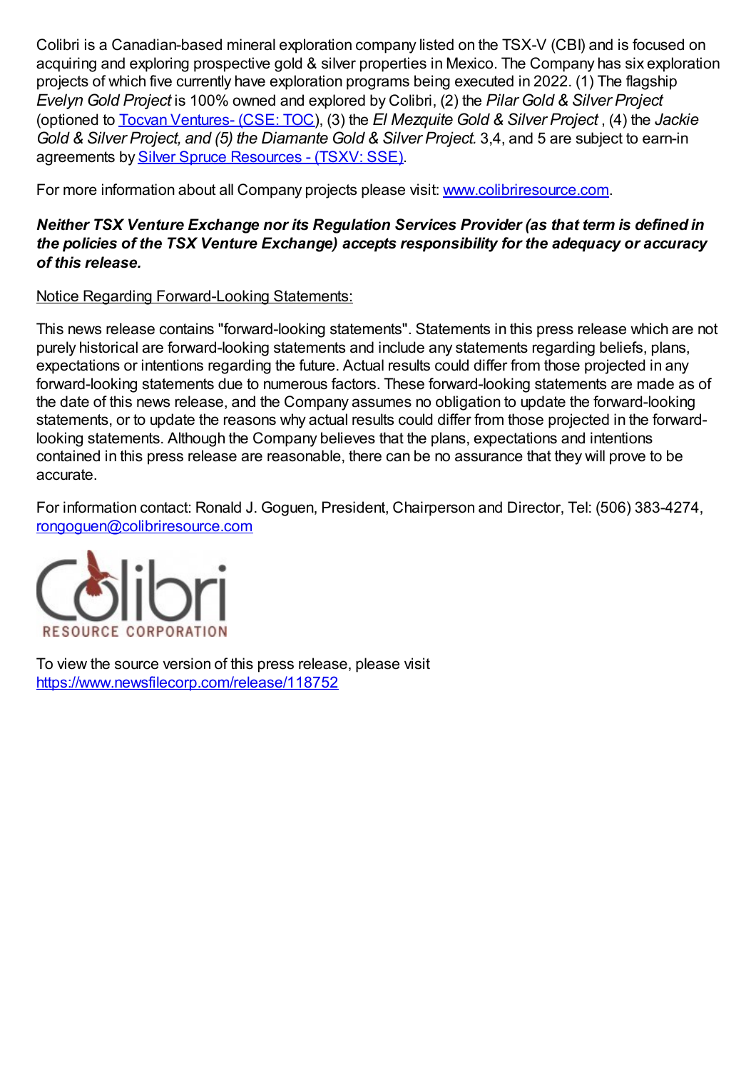Colibri is a Canadian-based mineral exploration company listed on the TSX-V (CBI) and is focused on acquiring and exploring prospective gold & silver properties in Mexico. The Company has six exploration projects of which five currently have exploration programs being executed in 2022. (1) The flagship *Evelyn Gold Project* is 100% owned and explored by Colibri, (2) the *Pilar Gold & Silver Project* (optioned to [Tocvan Ventures- (CSE: TOC)](#)), (3) the *El Mezquite Gold & Silver Project*, (4) the *Jackie Gold & Silver Project, and (5) the Diamante Gold & Silver Project.* 3,4, and 5 are subject to earn-in agreements by [Silver Spruce Resources - (TSXV: SSE)](#).

For more information about all Company projects please visit: [www.colibriresource.com](www.colibriresource.com).

***Neither TSX Venture Exchange nor its Regulation Services Provider (as that term is defined in the policies of the TSX Venture Exchange) accepts responsibility for the adequacy or accuracy of this release.***

Notice Regarding Forward-Looking Statements:

This news release contains "forward-looking statements". Statements in this press release which are not purely historical are forward-looking statements and include any statements regarding beliefs, plans, expectations or intentions regarding the future. Actual results could differ from those projected in any forward-looking statements due to numerous factors. These forward-looking statements are made as of the date of this news release, and the Company assumes no obligation to update the forward-looking statements, or to update the reasons why actual results could differ from those projected in the forward-looking statements. Although the Company believes that the plans, expectations and intentions contained in this press release are reasonable, there can be no assurance that they will prove to be accurate.

For information contact: Ronald J. Goguen, President, Chairperson and Director, Tel: (506) 383-4274, [rongoguen@colibriresource.com](mailto:rongoguen@colibriresource.com)

Colibri
RESOURCE CORPORATION

To view the source version of this press release, please visit [https://www.newsfilecorp.com/release/118752](https://www.newsfilecorp.com/release/118752)